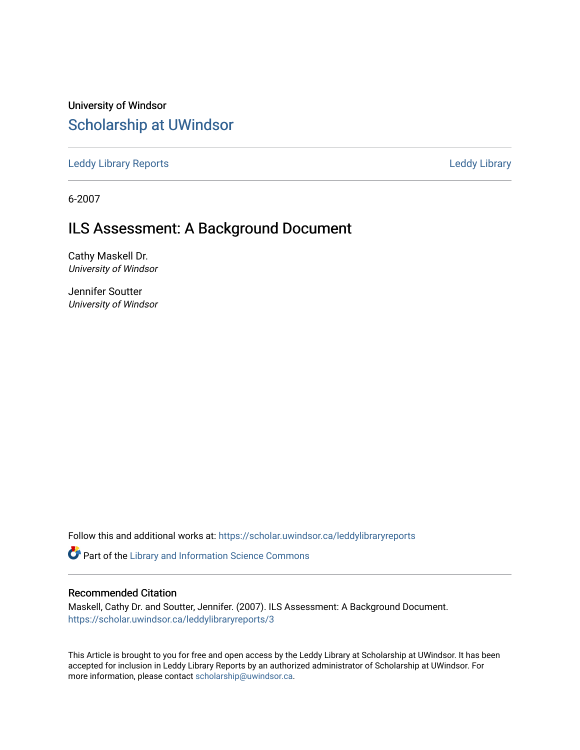University of Windsor

# Scholarship at UWindsor

Leddy Library Reports | Leddy Library

6-2007

## ILS Assessment: A Background Document

Cathy Maskell Dr.
*University of Windsor*

Jennifer Soutter
*University of Windsor*

Follow this and additional works at: https://scholar.uwindsor.ca/leddylibraryreports

Part of the Library and Information Science Commons

### Recommended Citation

Maskell, Cathy Dr. and Soutter, Jennifer. (2007). ILS Assessment: A Background Document.
https://scholar.uwindsor.ca/leddylibraryreports/3

This Article is brought to you for free and open access by the Leddy Library at Scholarship at UWindsor. It has been accepted for inclusion in Leddy Library Reports by an authorized administrator of Scholarship at UWindsor. For more information, please contact scholarship@uwindsor.ca.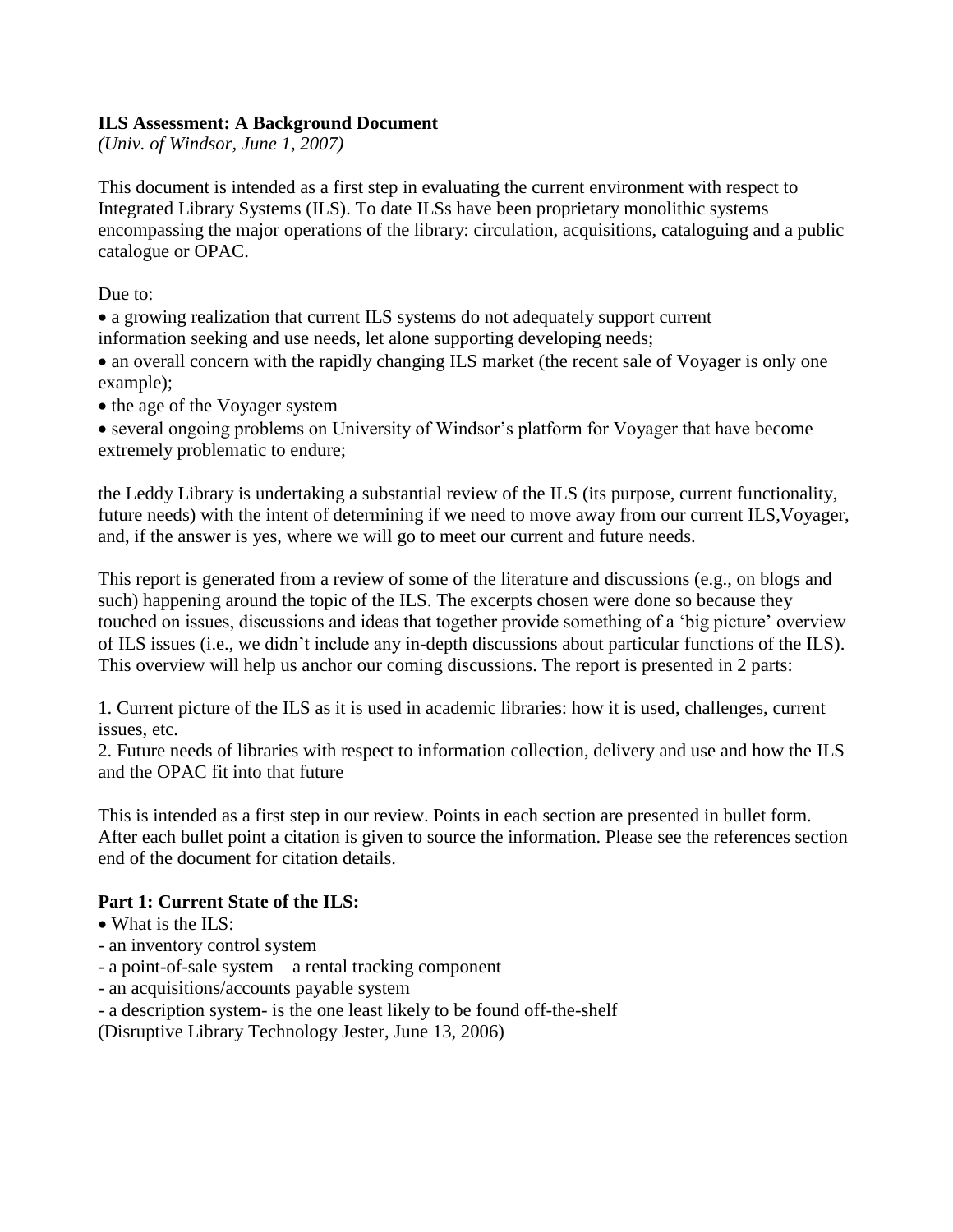**ILS Assessment: A Background Document**

*(Univ. of Windsor, June 1, 2007)*

This document is intended as a first step in evaluating the current environment with respect to Integrated Library Systems (ILS). To date ILSs have been proprietary monolithic systems encompassing the major operations of the library: circulation, acquisitions, cataloguing and a public catalogue or OPAC.

Due to:

- a growing realization that current ILS systems do not adequately support current information seeking and use needs, let alone supporting developing needs;
- an overall concern with the rapidly changing ILS market (the recent sale of Voyager is only one example);
- the age of the Voyager system
- several ongoing problems on University of Windsor's platform for Voyager that have become extremely problematic to endure;

the Leddy Library is undertaking a substantial review of the ILS (its purpose, current functionality, future needs) with the intent of determining if we need to move away from our current ILS,Voyager, and, if the answer is yes, where we will go to meet our current and future needs.

This report is generated from a review of some of the literature and discussions (e.g., on blogs and such) happening around the topic of the ILS. The excerpts chosen were done so because they touched on issues, discussions and ideas that together provide something of a 'big picture' overview of ILS issues (i.e., we didn't include any in-depth discussions about particular functions of the ILS). This overview will help us anchor our coming discussions. The report is presented in 2 parts:

1. Current picture of the ILS as it is used in academic libraries: how it is used, challenges, current issues, etc.
2. Future needs of libraries with respect to information collection, delivery and use and how the ILS and the OPAC fit into that future

This is intended as a first step in our review. Points in each section are presented in bullet form. After each bullet point a citation is given to source the information. Please see the references section end of the document for citation details.

## Part 1: Current State of the ILS:

- What is the ILS:
  - an inventory control system
  - a point-of-sale system – a rental tracking component
  - an acquisitions/accounts payable system
  - a description system- is the one least likely to be found off-the-shelf

(Disruptive Library Technology Jester, June 13, 2006)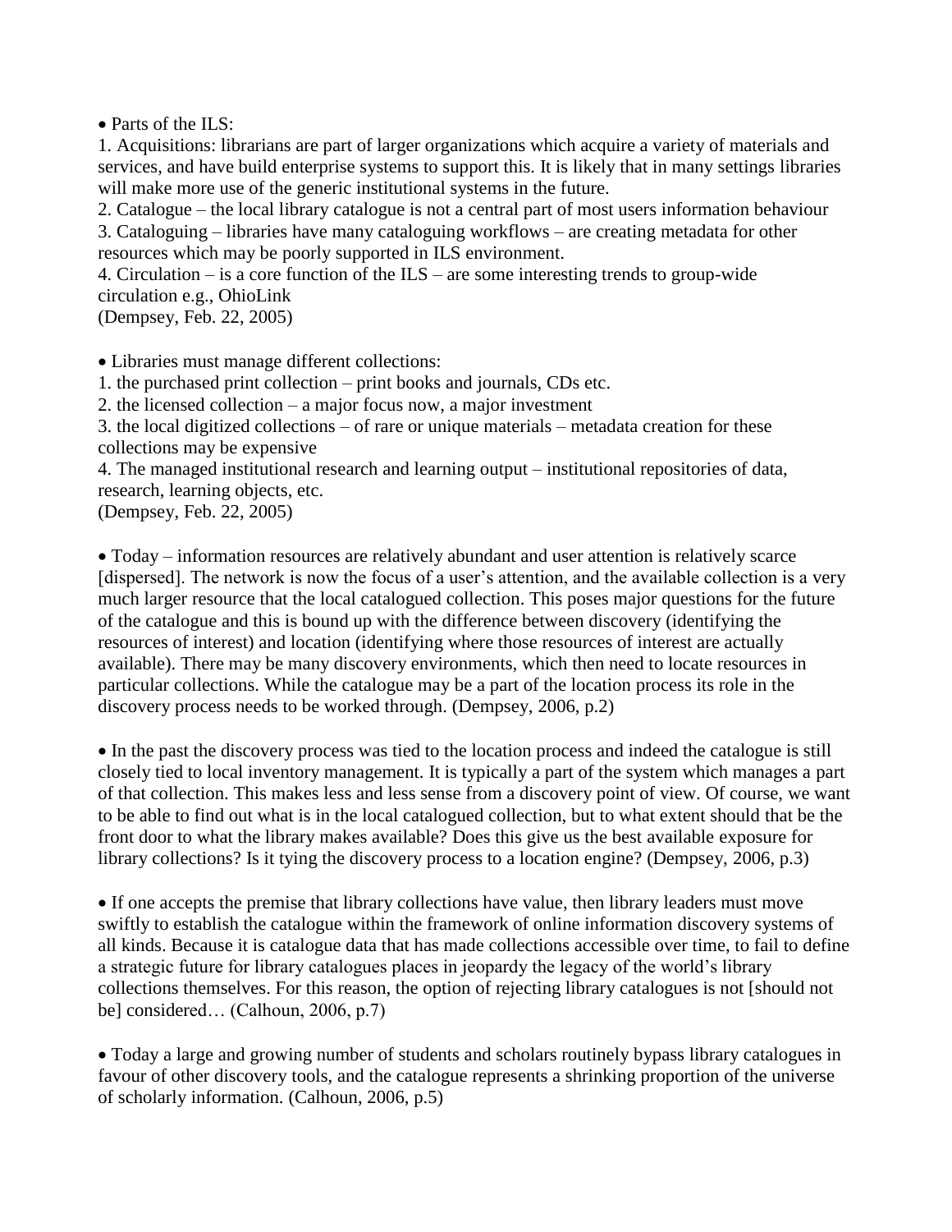- Parts of the ILS:

1. Acquisitions: librarians are part of larger organizations which acquire a variety of materials and services, and have build enterprise systems to support this. It is likely that in many settings libraries will make more use of the generic institutional systems in the future.
2. Catalogue – the local library catalogue is not a central part of most users information behaviour
3. Cataloguing – libraries have many cataloguing workflows – are creating metadata for other resources which may be poorly supported in ILS environment.
4. Circulation – is a core function of the ILS – are some interesting trends to group-wide circulation e.g., OhioLink

(Dempsey, Feb. 22, 2005)

- Libraries must manage different collections:

1. the purchased print collection – print books and journals, CDs etc.
2. the licensed collection – a major focus now, a major investment
3. the local digitized collections – of rare or unique materials – metadata creation for these collections may be expensive
4. The managed institutional research and learning output – institutional repositories of data, research, learning objects, etc.

(Dempsey, Feb. 22, 2005)

- Today – information resources are relatively abundant and user attention is relatively scarce [dispersed]. The network is now the focus of a user's attention, and the available collection is a very much larger resource that the local catalogued collection. This poses major questions for the future of the catalogue and this is bound up with the difference between discovery (identifying the resources of interest) and location (identifying where those resources of interest are actually available). There may be many discovery environments, which then need to locate resources in particular collections. While the catalogue may be a part of the location process its role in the discovery process needs to be worked through. (Dempsey, 2006, p.2)

- In the past the discovery process was tied to the location process and indeed the catalogue is still closely tied to local inventory management. It is typically a part of the system which manages a part of that collection. This makes less and less sense from a discovery point of view. Of course, we want to be able to find out what is in the local catalogued collection, but to what extent should that be the front door to what the library makes available? Does this give us the best available exposure for library collections? Is it tying the discovery process to a location engine? (Dempsey, 2006, p.3)

- If one accepts the premise that library collections have value, then library leaders must move swiftly to establish the catalogue within the framework of online information discovery systems of all kinds. Because it is catalogue data that has made collections accessible over time, to fail to define a strategic future for library catalogues places in jeopardy the legacy of the world's library collections themselves. For this reason, the option of rejecting library catalogues is not [should not be] considered… (Calhoun, 2006, p.7)

- Today a large and growing number of students and scholars routinely bypass library catalogues in favour of other discovery tools, and the catalogue represents a shrinking proportion of the universe of scholarly information. (Calhoun, 2006, p.5)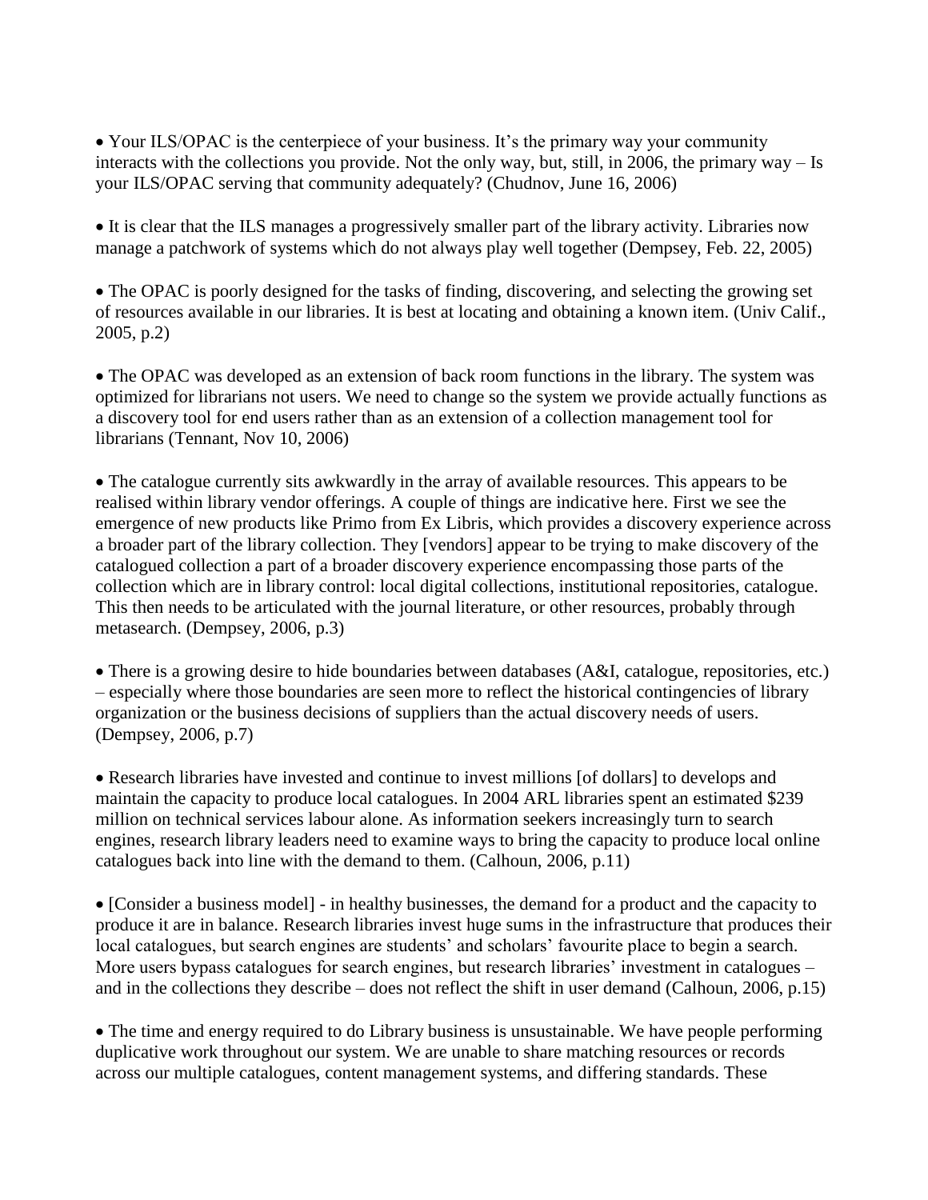- Your ILS/OPAC is the centerpiece of your business. It's the primary way your community interacts with the collections you provide. Not the only way, but, still, in 2006, the primary way – Is your ILS/OPAC serving that community adequately? (Chudnov, June 16, 2006)

- It is clear that the ILS manages a progressively smaller part of the library activity. Libraries now manage a patchwork of systems which do not always play well together (Dempsey, Feb. 22, 2005)

- The OPAC is poorly designed for the tasks of finding, discovering, and selecting the growing set of resources available in our libraries. It is best at locating and obtaining a known item. (Univ Calif., 2005, p.2)

- The OPAC was developed as an extension of back room functions in the library. The system was optimized for librarians not users. We need to change so the system we provide actually functions as a discovery tool for end users rather than as an extension of a collection management tool for librarians (Tennant, Nov 10, 2006)

- The catalogue currently sits awkwardly in the array of available resources. This appears to be realised within library vendor offerings. A couple of things are indicative here. First we see the emergence of new products like Primo from Ex Libris, which provides a discovery experience across a broader part of the library collection. They [vendors] appear to be trying to make discovery of the catalogued collection a part of a broader discovery experience encompassing those parts of the collection which are in library control: local digital collections, institutional repositories, catalogue. This then needs to be articulated with the journal literature, or other resources, probably through metasearch. (Dempsey, 2006, p.3)

- There is a growing desire to hide boundaries between databases (A&I, catalogue, repositories, etc.) – especially where those boundaries are seen more to reflect the historical contingencies of library organization or the business decisions of suppliers than the actual discovery needs of users. (Dempsey, 2006, p.7)

- Research libraries have invested and continue to invest millions [of dollars] to develops and maintain the capacity to produce local catalogues. In 2004 ARL libraries spent an estimated $239 million on technical services labour alone. As information seekers increasingly turn to search engines, research library leaders need to examine ways to bring the capacity to produce local online catalogues back into line with the demand to them. (Calhoun, 2006, p.11)

- [Consider a business model] - in healthy businesses, the demand for a product and the capacity to produce it are in balance. Research libraries invest huge sums in the infrastructure that produces their local catalogues, but search engines are students' and scholars' favourite place to begin a search. More users bypass catalogues for search engines, but research libraries' investment in catalogues – and in the collections they describe – does not reflect the shift in user demand (Calhoun, 2006, p.15)

- The time and energy required to do Library business is unsustainable. We have people performing duplicative work throughout our system. We are unable to share matching resources or records across our multiple catalogues, content management systems, and differing standards. These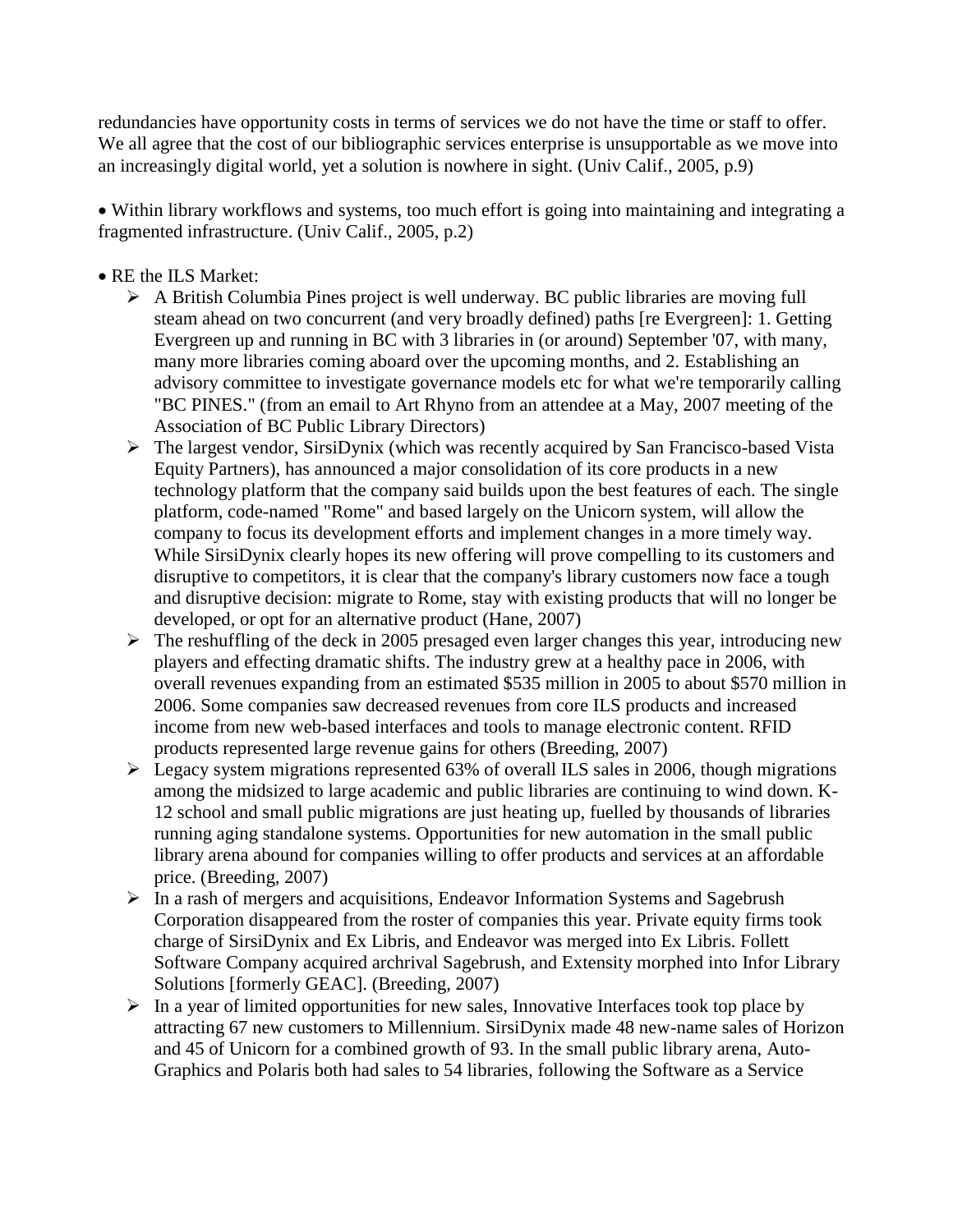redundancies have opportunity costs in terms of services we do not have the time or staff to offer. We all agree that the cost of our bibliographic services enterprise is unsupportable as we move into an increasingly digital world, yet a solution is nowhere in sight. (Univ Calif., 2005, p.9)

- Within library workflows and systems, too much effort is going into maintaining and integrating a fragmented infrastructure. (Univ Calif., 2005, p.2)

- RE the ILS Market:
  - A British Columbia Pines project is well underway. BC public libraries are moving full steam ahead on two concurrent (and very broadly defined) paths [re Evergreen]: 1. Getting Evergreen up and running in BC with 3 libraries in (or around) September '07, with many, many more libraries coming aboard over the upcoming months, and 2. Establishing an advisory committee to investigate governance models etc for what we're temporarily calling "BC PINES." (from an email to Art Rhyno from an attendee at a May, 2007 meeting of the Association of BC Public Library Directors)
  - The largest vendor, SirsiDynix (which was recently acquired by San Francisco-based Vista Equity Partners), has announced a major consolidation of its core products in a new technology platform that the company said builds upon the best features of each. The single platform, code-named "Rome" and based largely on the Unicorn system, will allow the company to focus its development efforts and implement changes in a more timely way. While SirsiDynix clearly hopes its new offering will prove compelling to its customers and disruptive to competitors, it is clear that the company's library customers now face a tough and disruptive decision: migrate to Rome, stay with existing products that will no longer be developed, or opt for an alternative product (Hane, 2007)
  - The reshuffling of the deck in 2005 presaged even larger changes this year, introducing new players and effecting dramatic shifts. The industry grew at a healthy pace in 2006, with overall revenues expanding from an estimated \$535 million in 2005 to about \$570 million in 2006. Some companies saw decreased revenues from core ILS products and increased income from new web-based interfaces and tools to manage electronic content. RFID products represented large revenue gains for others (Breeding, 2007)
  - Legacy system migrations represented 63% of overall ILS sales in 2006, though migrations among the midsized to large academic and public libraries are continuing to wind down. K-12 school and small public migrations are just heating up, fuelled by thousands of libraries running aging standalone systems. Opportunities for new automation in the small public library arena abound for companies willing to offer products and services at an affordable price. (Breeding, 2007)
  - In a rash of mergers and acquisitions, Endeavor Information Systems and Sagebrush Corporation disappeared from the roster of companies this year. Private equity firms took charge of SirsiDynix and Ex Libris, and Endeavor was merged into Ex Libris. Follett Software Company acquired archrival Sagebrush, and Extensity morphed into Infor Library Solutions [formerly GEAC]. (Breeding, 2007)
  - In a year of limited opportunities for new sales, Innovative Interfaces took top place by attracting 67 new customers to Millennium. SirsiDynix made 48 new-name sales of Horizon and 45 of Unicorn for a combined growth of 93. In the small public library arena, Auto-Graphics and Polaris both had sales to 54 libraries, following the Software as a Service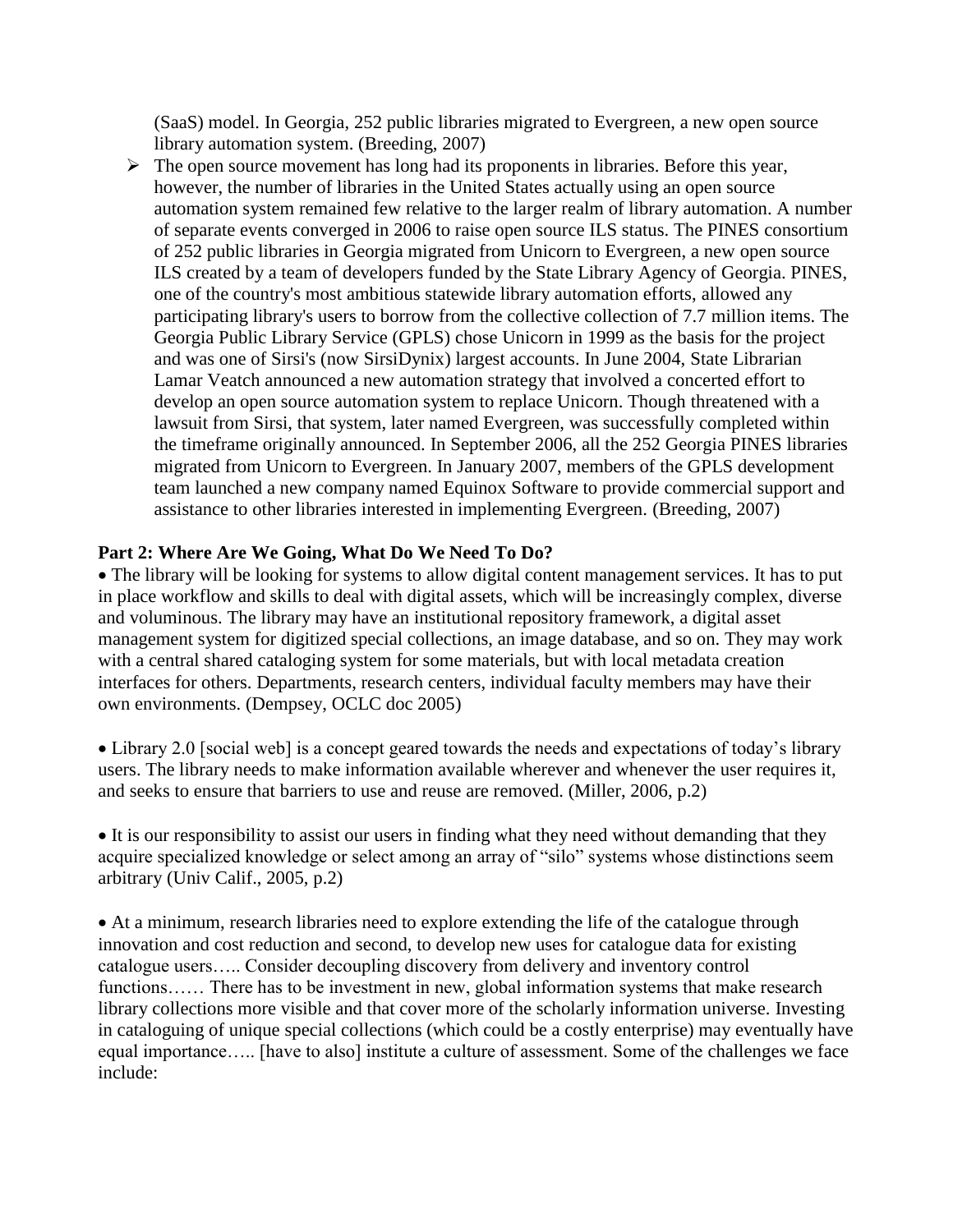(SaaS) model. In Georgia, 252 public libraries migrated to Evergreen, a new open source library automation system. (Breeding, 2007)

- The open source movement has long had its proponents in libraries. Before this year, however, the number of libraries in the United States actually using an open source automation system remained few relative to the larger realm of library automation. A number of separate events converged in 2006 to raise open source ILS status. The PINES consortium of 252 public libraries in Georgia migrated from Unicorn to Evergreen, a new open source ILS created by a team of developers funded by the State Library Agency of Georgia. PINES, one of the country's most ambitious statewide library automation efforts, allowed any participating library's users to borrow from the collective collection of 7.7 million items. The Georgia Public Library Service (GPLS) chose Unicorn in 1999 as the basis for the project and was one of Sirsi's (now SirsiDynix) largest accounts. In June 2004, State Librarian Lamar Veatch announced a new automation strategy that involved a concerted effort to develop an open source automation system to replace Unicorn. Though threatened with a lawsuit from Sirsi, that system, later named Evergreen, was successfully completed within the timeframe originally announced. In September 2006, all the 252 Georgia PINES libraries migrated from Unicorn to Evergreen. In January 2007, members of the GPLS development team launched a new company named Equinox Software to provide commercial support and assistance to other libraries interested in implementing Evergreen. (Breeding, 2007)

**Part 2: Where Are We Going, What Do We Need To Do?**

- The library will be looking for systems to allow digital content management services. It has to put in place workflow and skills to deal with digital assets, which will be increasingly complex, diverse and voluminous. The library may have an institutional repository framework, a digital asset management system for digitized special collections, an image database, and so on. They may work with a central shared cataloging system for some materials, but with local metadata creation interfaces for others. Departments, research centers, individual faculty members may have their own environments. (Dempsey, OCLC doc 2005)

- Library 2.0 [social web] is a concept geared towards the needs and expectations of today's library users. The library needs to make information available wherever and whenever the user requires it, and seeks to ensure that barriers to use and reuse are removed. (Miller, 2006, p.2)

- It is our responsibility to assist our users in finding what they need without demanding that they acquire specialized knowledge or select among an array of "silo" systems whose distinctions seem arbitrary (Univ Calif., 2005, p.2)

- At a minimum, research libraries need to explore extending the life of the catalogue through innovation and cost reduction and second, to develop new uses for catalogue data for existing catalogue users….. Consider decoupling discovery from delivery and inventory control functions…… There has to be investment in new, global information systems that make research library collections more visible and that cover more of the scholarly information universe. Investing in cataloguing of unique special collections (which could be a costly enterprise) may eventually have equal importance….. [have to also] institute a culture of assessment. Some of the challenges we face include: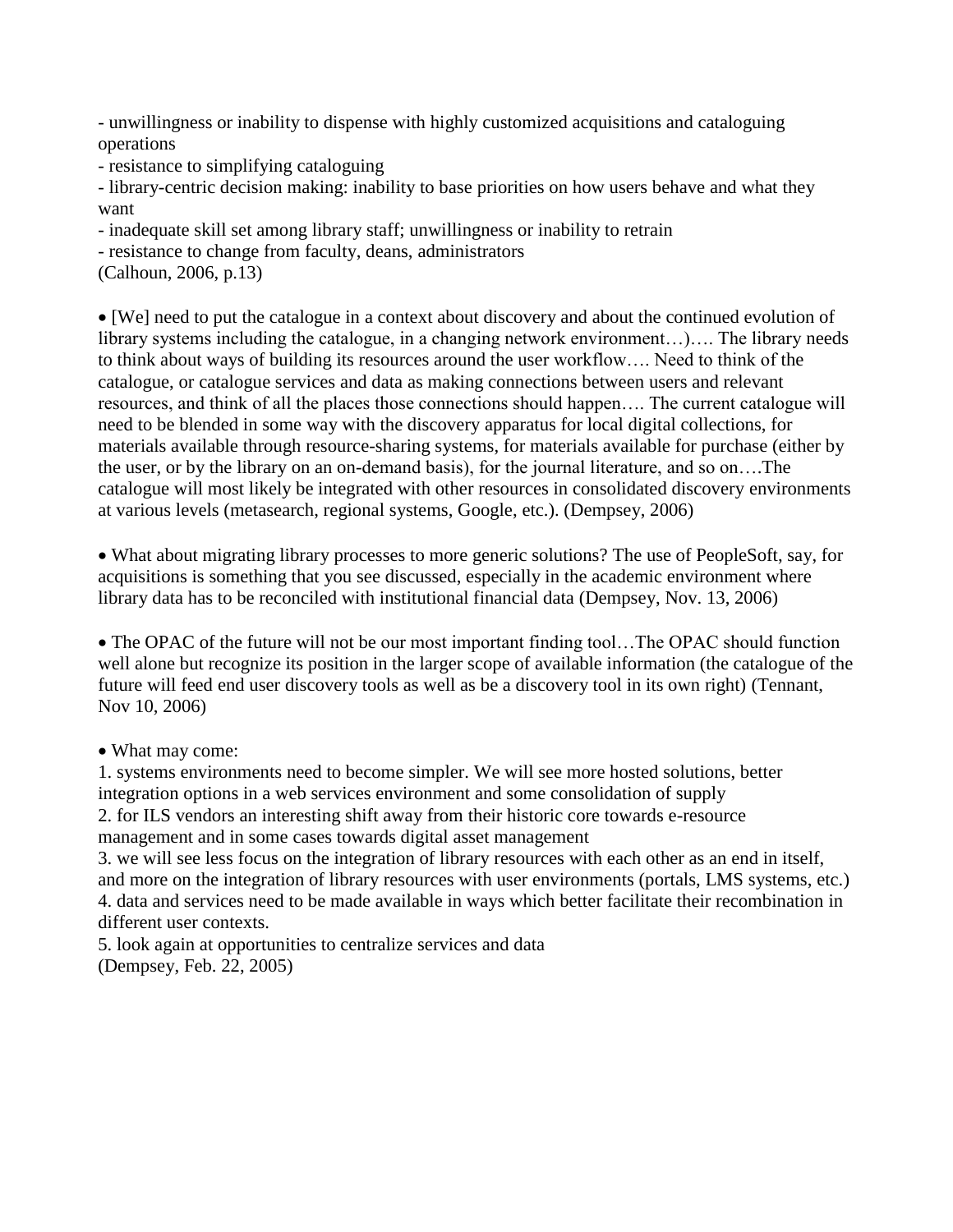- unwillingness or inability to dispense with highly customized acquisitions and cataloguing operations
- resistance to simplifying cataloguing
- library-centric decision making: inability to base priorities on how users behave and what they want
- inadequate skill set among library staff; unwillingness or inability to retrain
- resistance to change from faculty, deans, administrators

(Calhoun, 2006, p.13)

- [We] need to put the catalogue in a context about discovery and about the continued evolution of library systems including the catalogue, in a changing network environment…)…. The library needs to think about ways of building its resources around the user workflow…. Need to think of the catalogue, or catalogue services and data as making connections between users and relevant resources, and think of all the places those connections should happen…. The current catalogue will need to be blended in some way with the discovery apparatus for local digital collections, for materials available through resource-sharing systems, for materials available for purchase (either by the user, or by the library on an on-demand basis), for the journal literature, and so on….The catalogue will most likely be integrated with other resources in consolidated discovery environments at various levels (metasearch, regional systems, Google, etc.). (Dempsey, 2006)

- What about migrating library processes to more generic solutions? The use of PeopleSoft, say, for acquisitions is something that you see discussed, especially in the academic environment where library data has to be reconciled with institutional financial data (Dempsey, Nov. 13, 2006)

- The OPAC of the future will not be our most important finding tool…The OPAC should function well alone but recognize its position in the larger scope of available information (the catalogue of the future will feed end user discovery tools as well as be a discovery tool in its own right) (Tennant, Nov 10, 2006)

- What may come:

1. systems environments need to become simpler. We will see more hosted solutions, better integration options in a web services environment and some consolidation of supply
2. for ILS vendors an interesting shift away from their historic core towards e-resource management and in some cases towards digital asset management
3. we will see less focus on the integration of library resources with each other as an end in itself, and more on the integration of library resources with user environments (portals, LMS systems, etc.)
4. data and services need to be made available in ways which better facilitate their recombination in different user contexts.
5. look again at opportunities to centralize services and data

(Dempsey, Feb. 22, 2005)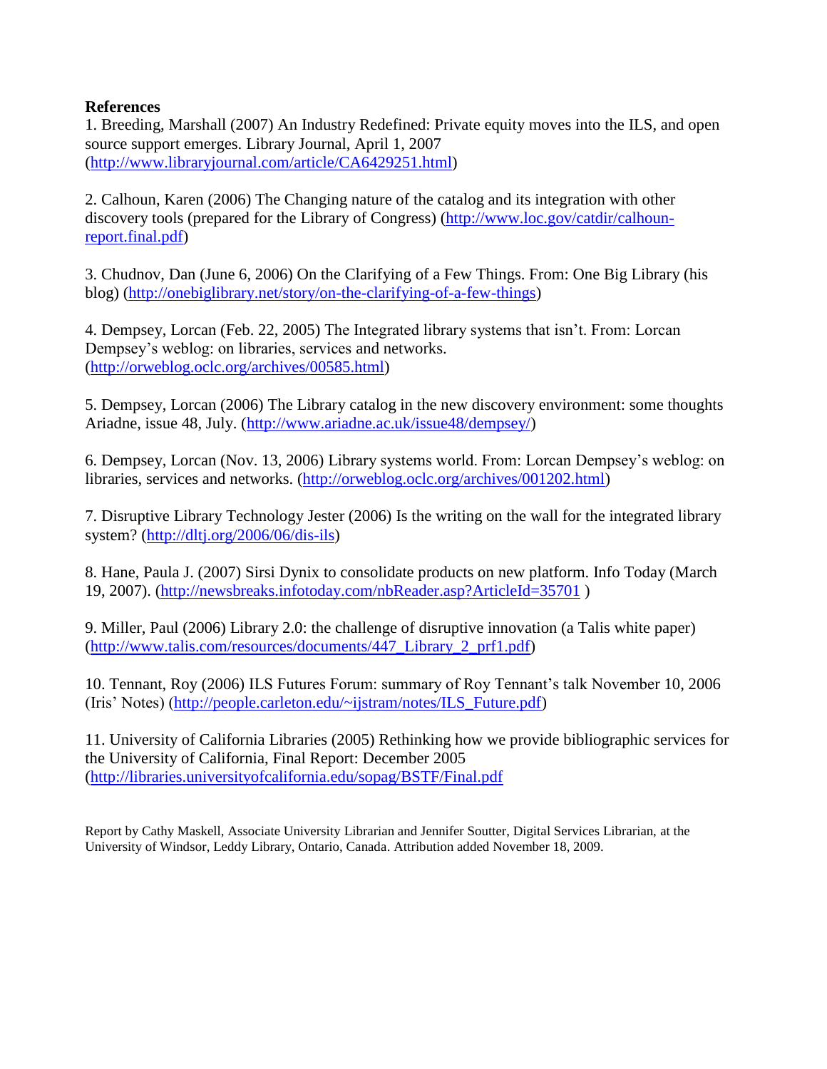**References**

1. Breeding, Marshall (2007) An Industry Redefined: Private equity moves into the ILS, and open source support emerges. Library Journal, April 1, 2007 (http://www.libraryjournal.com/article/CA6429251.html)

2. Calhoun, Karen (2006) The Changing nature of the catalog and its integration with other discovery tools (prepared for the Library of Congress) (http://www.loc.gov/catdir/calhoun-report.final.pdf)

3. Chudnov, Dan (June 6, 2006) On the Clarifying of a Few Things. From: One Big Library (his blog) (http://onebiglibrary.net/story/on-the-clarifying-of-a-few-things)

4. Dempsey, Lorcan (Feb. 22, 2005) The Integrated library systems that isn't. From: Lorcan Dempsey's weblog: on libraries, services and networks. (http://orweblog.oclc.org/archives/00585.html)

5. Dempsey, Lorcan (2006) The Library catalog in the new discovery environment: some thoughts Ariadne, issue 48, July. (http://www.ariadne.ac.uk/issue48/dempsey/)

6. Dempsey, Lorcan (Nov. 13, 2006) Library systems world. From: Lorcan Dempsey's weblog: on libraries, services and networks. (http://orweblog.oclc.org/archives/001202.html)

7. Disruptive Library Technology Jester (2006) Is the writing on the wall for the integrated library system? (http://dltj.org/2006/06/dis-ils)

8. Hane, Paula J. (2007) Sirsi Dynix to consolidate products on new platform. Info Today (March 19, 2007). (http://newsbreaks.infotoday.com/nbReader.asp?ArticleId=35701 )

9. Miller, Paul (2006) Library 2.0: the challenge of disruptive innovation (a Talis white paper) (http://www.talis.com/resources/documents/447_Library_2_prf1.pdf)

10. Tennant, Roy (2006) ILS Futures Forum: summary of Roy Tennant's talk November 10, 2006 (Iris' Notes) (http://people.carleton.edu/~ijstram/notes/ILS_Future.pdf)

11. University of California Libraries (2005) Rethinking how we provide bibliographic services for the University of California, Final Report: December 2005 (http://libraries.universityofcalifornia.edu/sopag/BSTF/Final.pdf

Report by Cathy Maskell, Associate University Librarian and Jennifer Soutter, Digital Services Librarian, at the University of Windsor, Leddy Library, Ontario, Canada. Attribution added November 18, 2009.